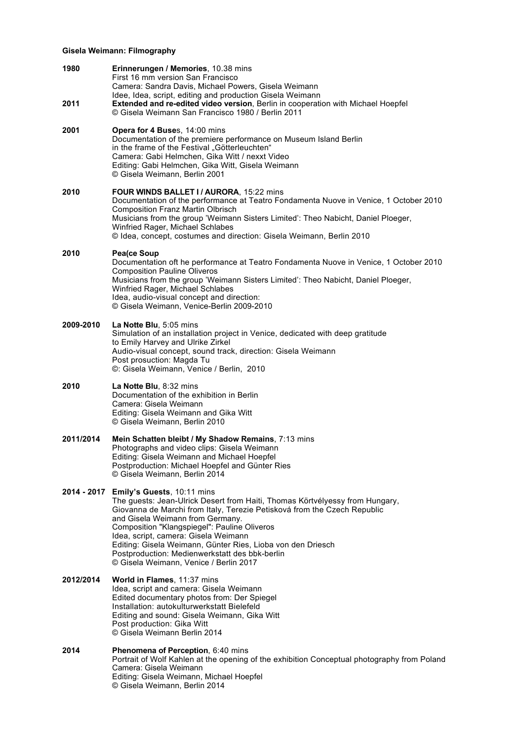**Gisela Weimann: Filmography**

**1980** **Erinnerungen / Memories**, 10.38 mins
First 16 mm version San Francisco
Camera: Sandra Davis, Michael Powers, Gisela Weimann
Idee, Idea, script, editing and production Gisela Weimann

**2011** **Extended and re-edited video version**, Berlin in cooperation with Michael Hoepfel
© Gisela Weimann San Francisco 1980 / Berlin 2011

**2001** **Opera for 4 Buse**s, 14:00 mins
Documentation of the premiere performance on Museum Island Berlin
in the frame of the Festival „Götterleuchten“
Camera: Gabi Helmchen, Gika Witt / nexxt Video
Editing: Gabi Helmchen, Gika Witt, Gisela Weimann
© Gisela Weimann, Berlin 2001

**2010** **FOUR WINDS BALLET I / AURORA**, 15:22 mins
Documentation of the performance at Teatro Fondamenta Nuove in Venice, 1 October 2010
Composition Franz Martin Olbrisch
Musicians from the group 'Weimann Sisters Limited': Theo Nabicht, Daniel Ploeger,
Winfried Rager, Michael Schlabes
© Idea, concept, costumes and direction: Gisela Weimann, Berlin 2010

**2010** **Pea(ce Soup**
Documentation oft he performance at Teatro Fondamenta Nuove in Venice, 1 October 2010
Composition Pauline Oliveros
Musicians from the group 'Weimann Sisters Limited': Theo Nabicht, Daniel Ploeger,
Winfried Rager, Michael Schlabes
Idea, audio-visual concept and direction:
© Gisela Weimann, Venice-Berlin 2009-2010

**2009-2010** **La Notte Blu**, 5:05 mins
Simulation of an installation project in Venice, dedicated with deep gratitude
to Emily Harvey and Ulrike Zirkel
Audio-visual concept, sound track, direction: Gisela Weimann
Post prosuction: Magda Tu
©: Gisela Weimann, Venice / Berlin, 2010

**2010** **La Notte Blu**, 8:32 mins
Documentation of the exhibition in Berlin
Camera: Gisela Weimann
Editing: Gisela Weimann and Gika Witt
© Gisela Weimann, Berlin 2010

**2011/2014** **Mein Schatten bleibt / My Shadow Remains**, 7:13 mins
Photographs and video clips: Gisela Weimann
Editing: Gisela Weimann and Michael Hoepfel
Postproduction: Michael Hoepfel and Günter Ries
© Gisela Weimann, Berlin 2014

**2014 - 2017** **Emily's Guests**, 10:11 mins
The guests: Jean-Ulrick Desert from Haiti, Thomas Körtvélyessy from Hungary,
Giovanna de Marchi from Italy, Terezie Petisková from the Czech Republic
and Gisela Weimann from Germany.
Composition "Klangspiegel": Pauline Oliveros
Idea, script, camera: Gisela Weimann
Editing: Gisela Weimann, Günter Ries, Lioba von den Driesch
Postproduction: Medienwerkstatt des bbk-berlin
© Gisela Weimann, Venice / Berlin 2017

**2012/2014** **World in Flames**, 11:37 mins
Idea, script and camera: Gisela Weimann
Edited documentary photos from: Der Spiegel
Installation: autokulturwerkstatt Bielefeld
Editing and sound: Gisela Weimann, Gika Witt
Post production: Gika Witt
© Gisela Weimann Berlin 2014

**2014** **Phenomena of Perception**, 6:40 mins
Portrait of Wolf Kahlen at the opening of the exhibition Conceptual photography from Poland
Camera: Gisela Weimann
Editing: Gisela Weimann, Michael Hoepfel
© Gisela Weimann, Berlin 2014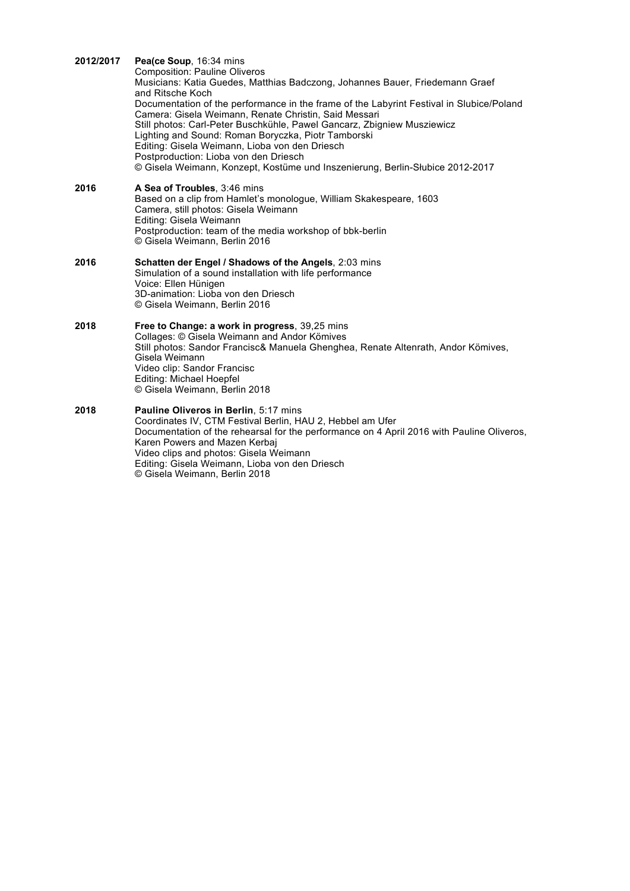**2012/2017** **Pea(ce Soup**, 16:34 mins
Composition: Pauline Oliveros
Musicians: Katia Guedes, Matthias Badczong, Johannes Bauer, Friedemann Graef and Ritsche Koch
Documentation of the performance in the frame of the Labyrint Festival in Slubice/Poland
Camera: Gisela Weimann, Renate Christin, Said Messari
Still photos: Carl-Peter Buschkühle, Pawel Gancarz, Zbigniew Musziewicz
Lighting and Sound: Roman Boryczka, Piotr Tamborski
Editing: Gisela Weimann, Lioba von den Driesch
Postproduction: Lioba von den Driesch
© Gisela Weimann, Konzept, Kostüme und Inszenierung, Berlin-Słubice 2012-2017

**2016** **A Sea of Troubles**, 3:46 mins
Based on a clip from Hamlet's monologue, William Skakespeare, 1603
Camera, still photos: Gisela Weimann
Editing: Gisela Weimann
Postproduction: team of the media workshop of bbk-berlin
© Gisela Weimann, Berlin 2016

**2016** **Schatten der Engel / Shadows of the Angels**, 2:03 mins
Simulation of a sound installation with life performance
Voice: Ellen Hünigen
3D-animation: Lioba von den Driesch
© Gisela Weimann, Berlin 2016

**2018** **Free to Change: a work in progress**, 39,25 mins
Collages: © Gisela Weimann and Andor Kömives
Still photos: Sandor Francisc& Manuela Ghenghea, Renate Altenrath, Andor Kömives, Gisela Weimann
Video clip: Sandor Francisc
Editing: Michael Hoepfel
© Gisela Weimann, Berlin 2018

**2018** **Pauline Oliveros in Berlin**, 5:17 mins
Coordinates IV, CTM Festival Berlin, HAU 2, Hebbel am Ufer
Documentation of the rehearsal for the performance on 4 April 2016 with Pauline Oliveros, Karen Powers and Mazen Kerbaj
Video clips and photos: Gisela Weimann
Editing: Gisela Weimann, Lioba von den Driesch
© Gisela Weimann, Berlin 2018